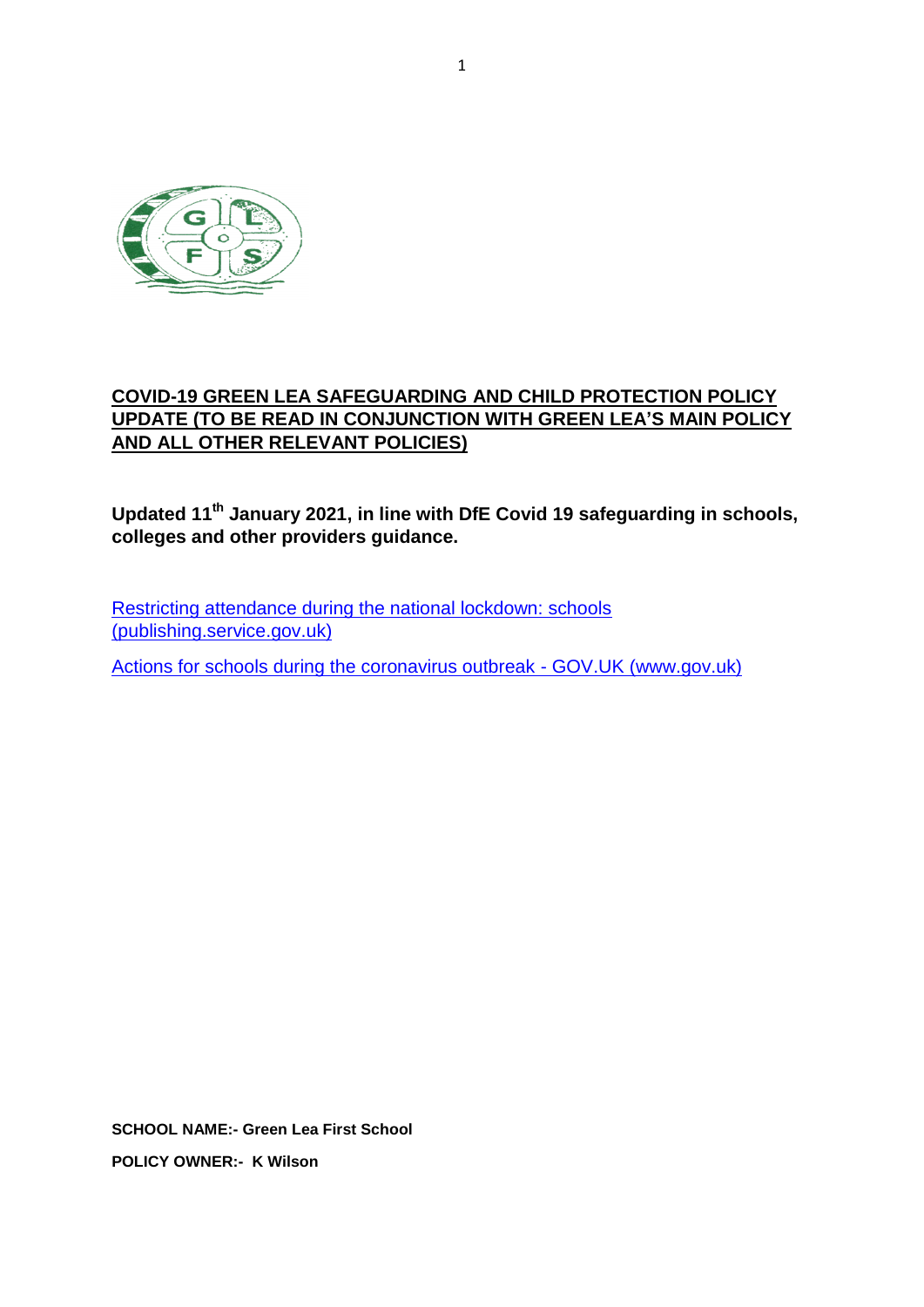# COVID-19 GREEN LEA SAFEGUARDING AND CHILD PROTECTION POLICY UPDATE (TO BE READ IN CONJUNCTION WITH GREEN LEA'S MAIN POLICY AND ALL OTHER RELEVANT POLICIES)

**Updated 11th January 2021, in line with DfE Covid 19 safeguarding in schools, colleges and other providers guidance.**

Restricting attendance during the national lockdown: schools (publishing.service.gov.uk)

Actions for schools during the coronavirus outbreak - GOV.UK (www.gov.uk)

**SCHOOL NAME:- Green Lea First School**

**POLICY OWNER:- K Wilson**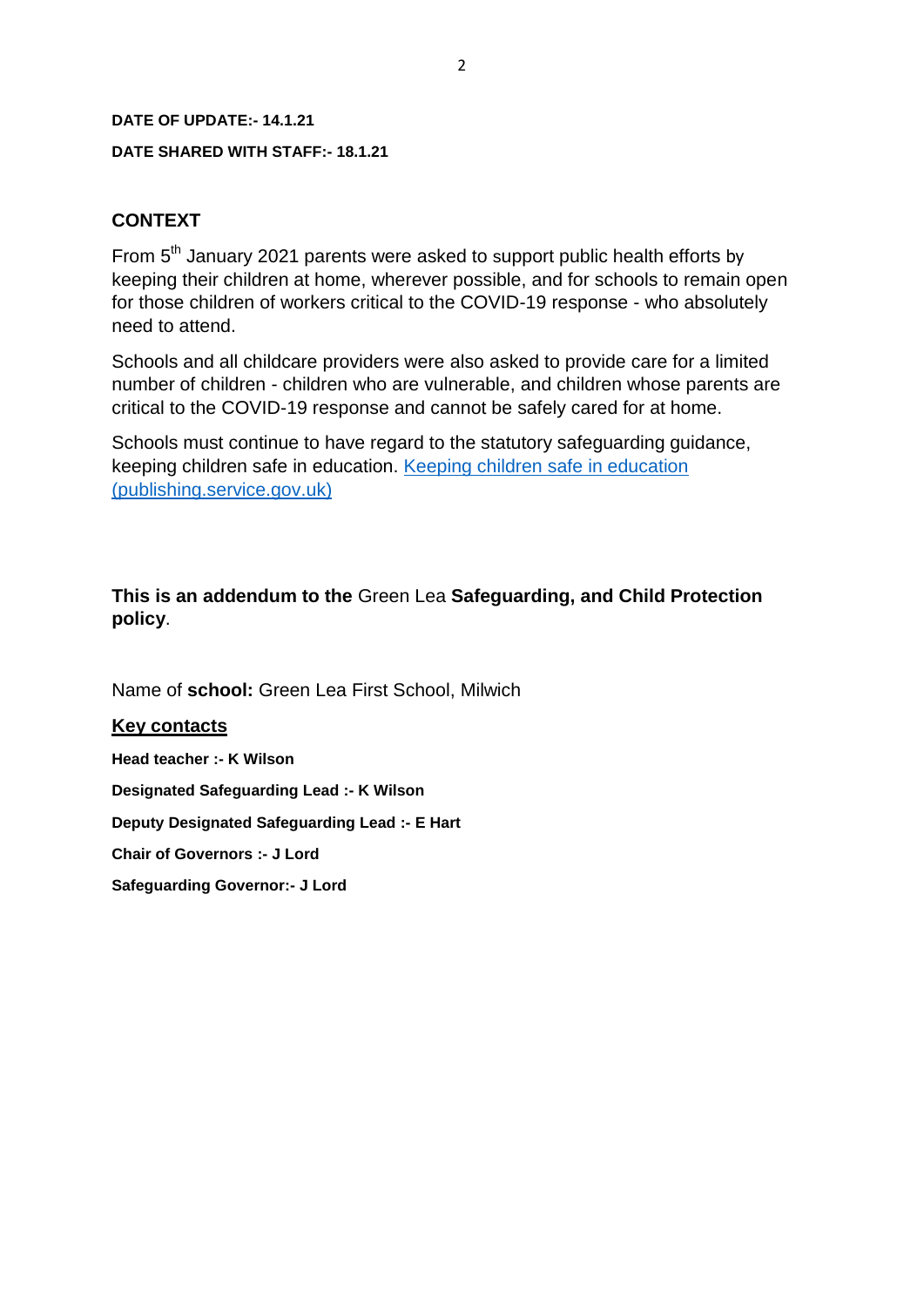**DATE OF UPDATE:- 14.1.21**

**DATE SHARED WITH STAFF:- 18.1.21**

## CONTEXT

From 5th January 2021 parents were asked to support public health efforts by keeping their children at home, wherever possible, and for schools to remain open for those children of workers critical to the COVID-19 response - who absolutely need to attend.

Schools and all childcare providers were also asked to provide care for a limited number of children - children who are vulnerable, and children whose parents are critical to the COVID-19 response and cannot be safely cared for at home.

Schools must continue to have regard to the statutory safeguarding guidance, keeping children safe in education. [Keeping children safe in education (publishing.service.gov.uk)]

**This is an addendum to the** Green Lea **Safeguarding, and Child Protection policy**.

Name of **school:** Green Lea First School, Milwich

**Key contacts**

**Head teacher :- K Wilson**

**Designated Safeguarding Lead :- K Wilson**

**Deputy Designated Safeguarding Lead :- E Hart**

**Chair of Governors :- J Lord**

**Safeguarding Governor:- J Lord**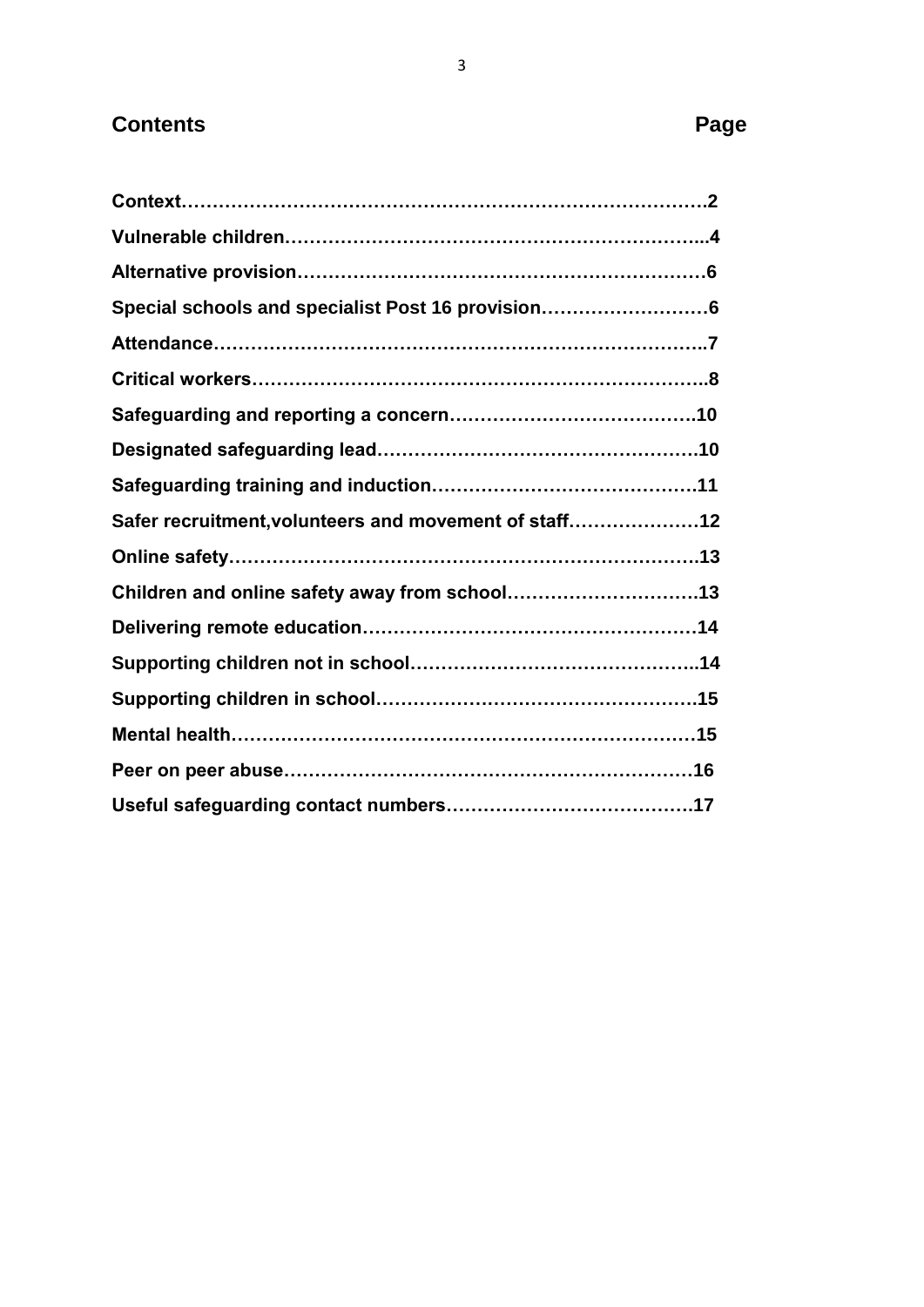## Contents Page

| Contents | Page |
|---|---|
| **Context** | **2** |
| **Vulnerable children** | **4** |
| **Alternative provision** | **6** |
| **Special schools and specialist Post 16 provision** | **6** |
| **Attendance** | **7** |
| **Critical workers** | **8** |
| **Safeguarding and reporting a concern** | **10** |
| **Designated safeguarding lead** | **10** |
| **Safeguarding training and induction** | **11** |
| **Safer recruitment,volunteers and movement of staff** | **12** |
| **Online safety** | **13** |
| **Children and online safety away from school** | **13** |
| **Delivering remote education** | **14** |
| **Supporting children not in school** | **14** |
| **Supporting children in school** | **15** |
| **Mental health** | **15** |
| **Peer on peer abuse** | **16** |
| **Useful safeguarding contact numbers** | **17** |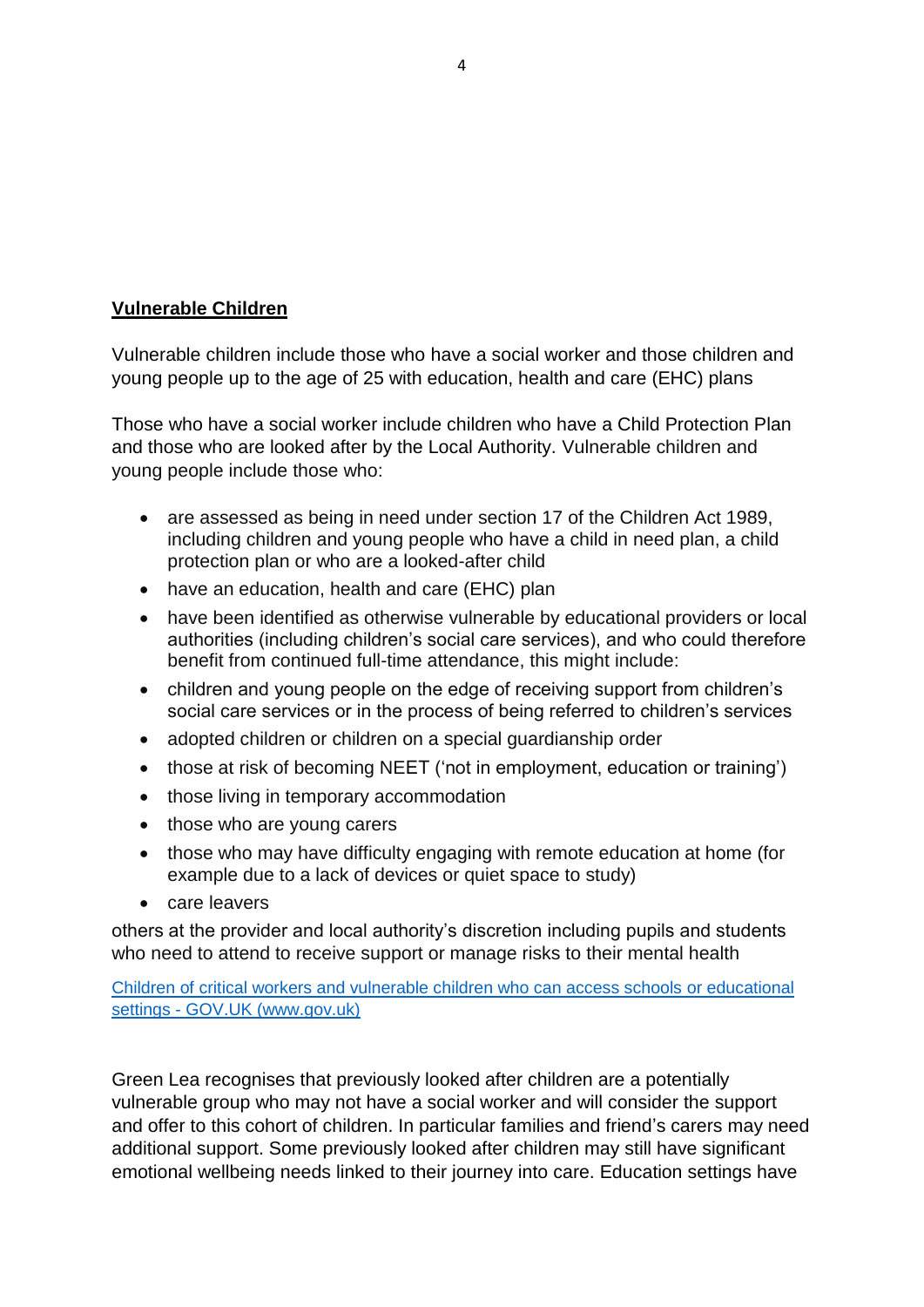**Vulnerable Children**

Vulnerable children include those who have a social worker and those children and young people up to the age of 25 with education, health and care (EHC) plans

Those who have a social worker include children who have a Child Protection Plan and those who are looked after by the Local Authority. Vulnerable children and young people include those who:

- are assessed as being in need under section 17 of the Children Act 1989, including children and young people who have a child in need plan, a child protection plan or who are a looked-after child
- have an education, health and care (EHC) plan
- have been identified as otherwise vulnerable by educational providers or local authorities (including children's social care services), and who could therefore benefit from continued full-time attendance, this might include:
- children and young people on the edge of receiving support from children's social care services or in the process of being referred to children's services
- adopted children or children on a special guardianship order
- those at risk of becoming NEET ('not in employment, education or training')
- those living in temporary accommodation
- those who are young carers
- those who may have difficulty engaging with remote education at home (for example due to a lack of devices or quiet space to study)
- care leavers

others at the provider and local authority's discretion including pupils and students who need to attend to receive support or manage risks to their mental health

[Children of critical workers and vulnerable children who can access schools or educational settings - GOV.UK (www.gov.uk)]

Green Lea recognises that previously looked after children are a potentially vulnerable group who may not have a social worker and will consider the support and offer to this cohort of children. In particular families and friend's carers may need additional support. Some previously looked after children may still have significant emotional wellbeing needs linked to their journey into care. Education settings have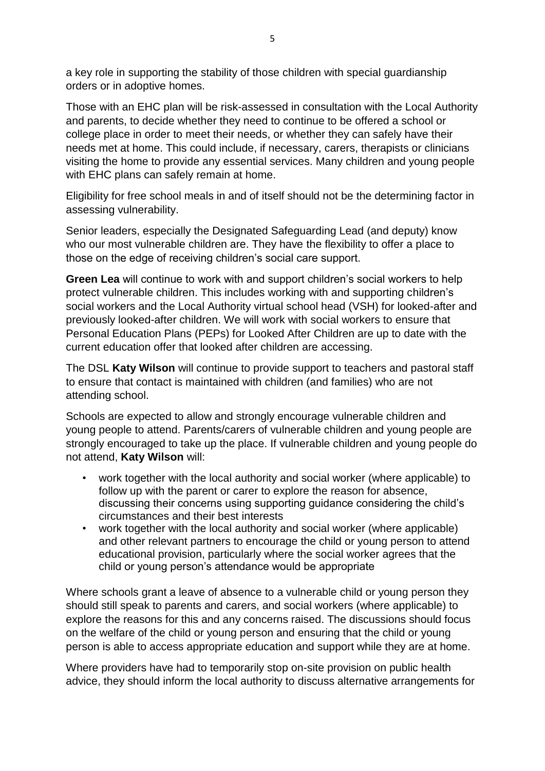a key role in supporting the stability of those children with special guardianship orders or in adoptive homes.

Those with an EHC plan will be risk-assessed in consultation with the Local Authority and parents, to decide whether they need to continue to be offered a school or college place in order to meet their needs, or whether they can safely have their needs met at home. This could include, if necessary, carers, therapists or clinicians visiting the home to provide any essential services. Many children and young people with EHC plans can safely remain at home.

Eligibility for free school meals in and of itself should not be the determining factor in assessing vulnerability.

Senior leaders, especially the Designated Safeguarding Lead (and deputy) know who our most vulnerable children are. They have the flexibility to offer a place to those on the edge of receiving children's social care support.

**Green Lea** will continue to work with and support children's social workers to help protect vulnerable children. This includes working with and supporting children's social workers and the Local Authority virtual school head (VSH) for looked-after and previously looked-after children. We will work with social workers to ensure that Personal Education Plans (PEPs) for Looked After Children are up to date with the current education offer that looked after children are accessing.

The DSL **Katy Wilson** will continue to provide support to teachers and pastoral staff to ensure that contact is maintained with children (and families) who are not attending school.

Schools are expected to allow and strongly encourage vulnerable children and young people to attend. Parents/carers of vulnerable children and young people are strongly encouraged to take up the place. If vulnerable children and young people do not attend, **Katy Wilson** will:

- work together with the local authority and social worker (where applicable) to follow up with the parent or carer to explore the reason for absence, discussing their concerns using supporting guidance considering the child's circumstances and their best interests
- work together with the local authority and social worker (where applicable) and other relevant partners to encourage the child or young person to attend educational provision, particularly where the social worker agrees that the child or young person's attendance would be appropriate

Where schools grant a leave of absence to a vulnerable child or young person they should still speak to parents and carers, and social workers (where applicable) to explore the reasons for this and any concerns raised. The discussions should focus on the welfare of the child or young person and ensuring that the child or young person is able to access appropriate education and support while they are at home.

Where providers have had to temporarily stop on-site provision on public health advice, they should inform the local authority to discuss alternative arrangements for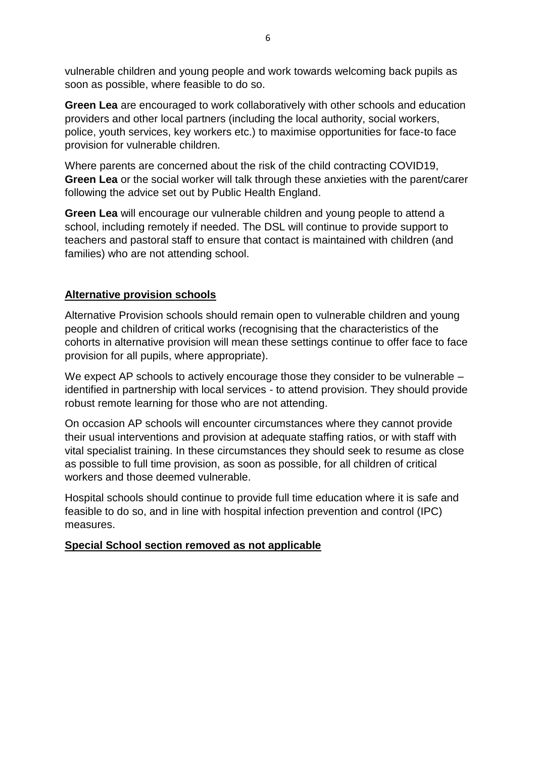vulnerable children and young people and work towards welcoming back pupils as soon as possible, where feasible to do so.

**Green Lea** are encouraged to work collaboratively with other schools and education providers and other local partners (including the local authority, social workers, police, youth services, key workers etc.) to maximise opportunities for face-to face provision for vulnerable children.

Where parents are concerned about the risk of the child contracting COVID19, **Green Lea** or the social worker will talk through these anxieties with the parent/carer following the advice set out by Public Health England.

**Green Lea** will encourage our vulnerable children and young people to attend a school, including remotely if needed. The DSL will continue to provide support to teachers and pastoral staff to ensure that contact is maintained with children (and families) who are not attending school.

## Alternative provision schools

Alternative Provision schools should remain open to vulnerable children and young people and children of critical works (recognising that the characteristics of the cohorts in alternative provision will mean these settings continue to offer face to face provision for all pupils, where appropriate).

We expect AP schools to actively encourage those they consider to be vulnerable – identified in partnership with local services - to attend provision. They should provide robust remote learning for those who are not attending.

On occasion AP schools will encounter circumstances where they cannot provide their usual interventions and provision at adequate staffing ratios, or with staff with vital specialist training. In these circumstances they should seek to resume as close as possible to full time provision, as soon as possible, for all children of critical workers and those deemed vulnerable.

Hospital schools should continue to provide full time education where it is safe and feasible to do so, and in line with hospital infection prevention and control (IPC) measures.

## Special School section removed as not applicable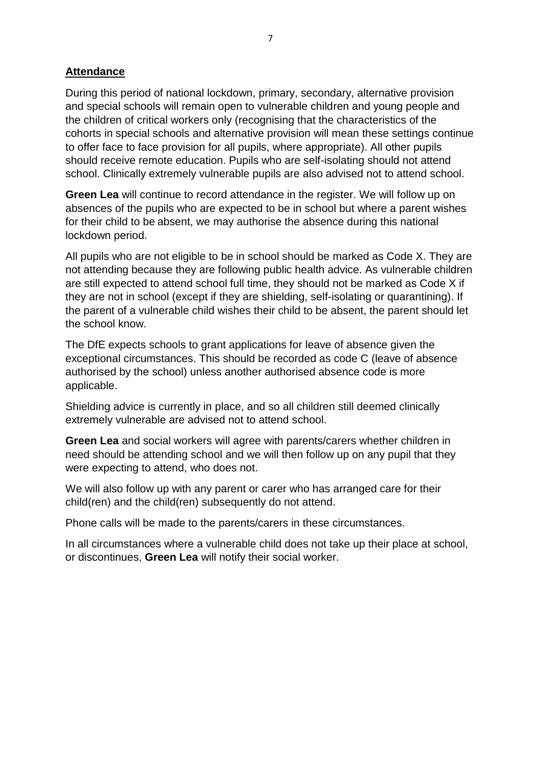## **Attendance**

During this period of national lockdown, primary, secondary, alternative provision and special schools will remain open to vulnerable children and young people and the children of critical workers only (recognising that the characteristics of the cohorts in special schools and alternative provision will mean these settings continue to offer face to face provision for all pupils, where appropriate). All other pupils should receive remote education. Pupils who are self-isolating should not attend school. Clinically extremely vulnerable pupils are also advised not to attend school.

**Green Lea** will continue to record attendance in the register. We will follow up on absences of the pupils who are expected to be in school but where a parent wishes for their child to be absent, we may authorise the absence during this national lockdown period.

All pupils who are not eligible to be in school should be marked as Code X. They are not attending because they are following public health advice. As vulnerable children are still expected to attend school full time, they should not be marked as Code X if they are not in school (except if they are shielding, self-isolating or quarantining). If the parent of a vulnerable child wishes their child to be absent, the parent should let the school know.

The DfE expects schools to grant applications for leave of absence given the exceptional circumstances. This should be recorded as code C (leave of absence authorised by the school) unless another authorised absence code is more applicable.

Shielding advice is currently in place, and so all children still deemed clinically extremely vulnerable are advised not to attend school.

**Green Lea** and social workers will agree with parents/carers whether children in need should be attending school and we will then follow up on any pupil that they were expecting to attend, who does not.

We will also follow up with any parent or carer who has arranged care for their child(ren) and the child(ren) subsequently do not attend.

Phone calls will be made to the parents/carers in these circumstances.

In all circumstances where a vulnerable child does not take up their place at school, or discontinues, **Green Lea** will notify their social worker.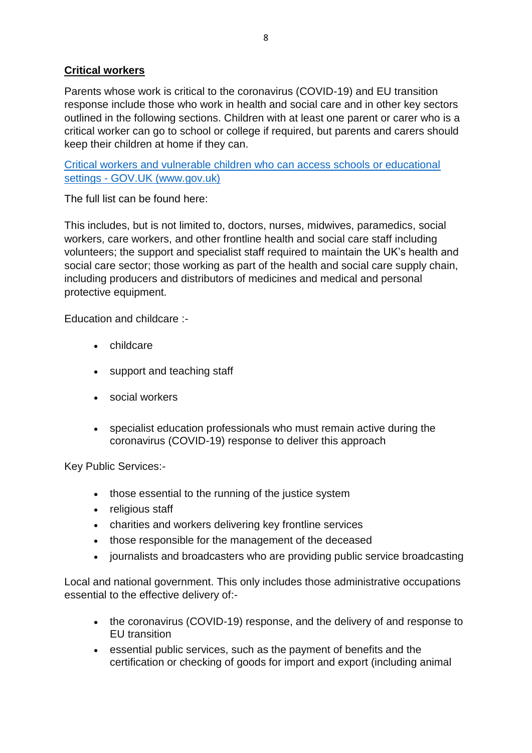## **Critical workers**

Parents whose work is critical to the coronavirus (COVID-19) and EU transition response include those who work in health and social care and in other key sectors outlined in the following sections. Children with at least one parent or carer who is a critical worker can go to school or college if required, but parents and carers should keep their children at home if they can.

[Critical workers and vulnerable children who can access schools or educational settings - GOV.UK (www.gov.uk)]

The full list can be found here:

This includes, but is not limited to, doctors, nurses, midwives, paramedics, social workers, care workers, and other frontline health and social care staff including volunteers; the support and specialist staff required to maintain the UK's health and social care sector; those working as part of the health and social care supply chain, including producers and distributors of medicines and medical and personal protective equipment.

Education and childcare :-

- childcare
- support and teaching staff
- social workers
- specialist education professionals who must remain active during the coronavirus (COVID-19) response to deliver this approach

Key Public Services:-

- those essential to the running of the justice system
- religious staff
- charities and workers delivering key frontline services
- those responsible for the management of the deceased
- journalists and broadcasters who are providing public service broadcasting

Local and national government. This only includes those administrative occupations essential to the effective delivery of:-

- the coronavirus (COVID-19) response, and the delivery of and response to EU transition
- essential public services, such as the payment of benefits and the certification or checking of goods for import and export (including animal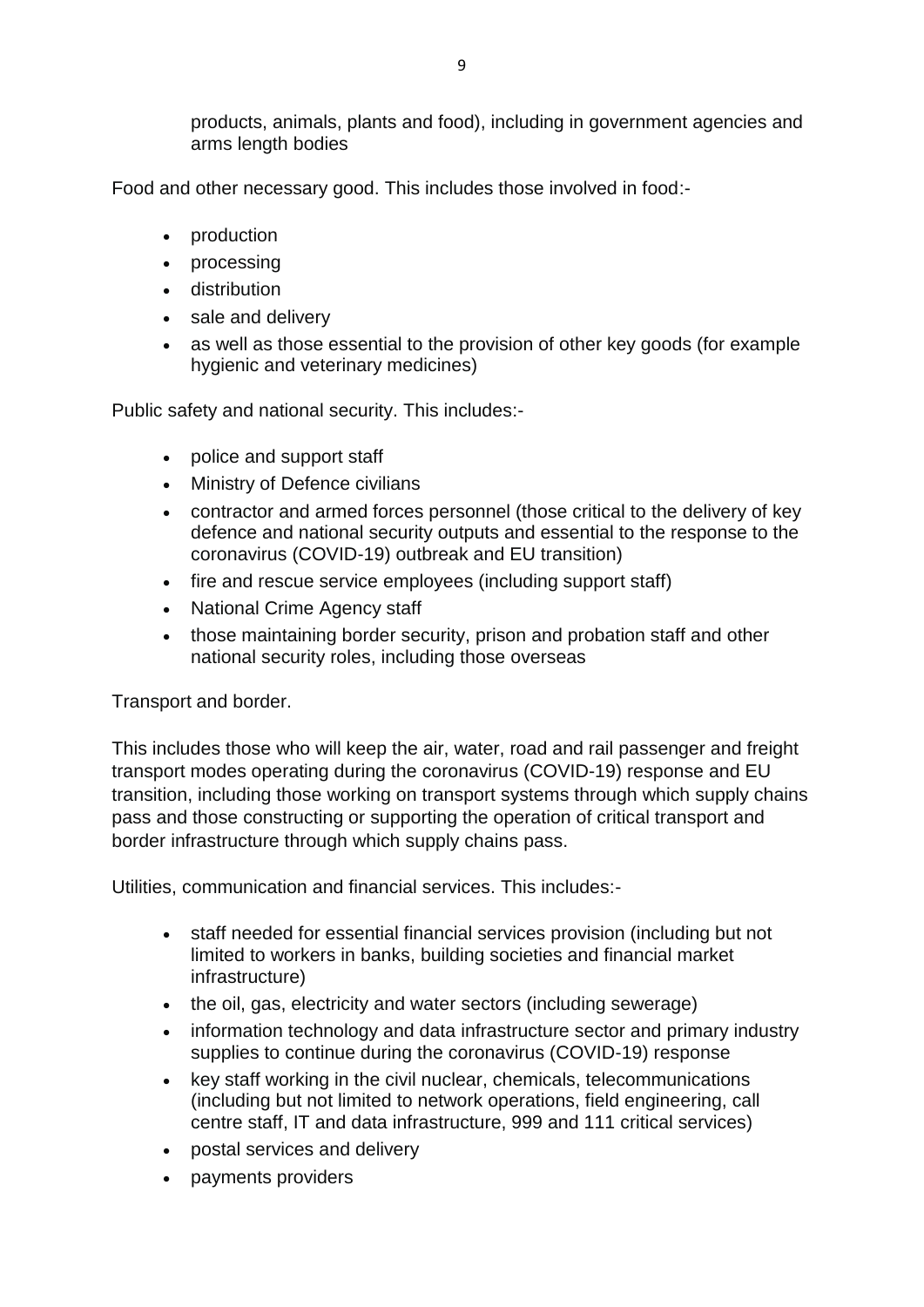products, animals, plants and food), including in government agencies and arms length bodies

Food and other necessary good. This includes those involved in food:-

- production
- processing
- distribution
- sale and delivery
- as well as those essential to the provision of other key goods (for example hygienic and veterinary medicines)

Public safety and national security. This includes:-

- police and support staff
- Ministry of Defence civilians
- contractor and armed forces personnel (those critical to the delivery of key defence and national security outputs and essential to the response to the coronavirus (COVID-19) outbreak and EU transition)
- fire and rescue service employees (including support staff)
- National Crime Agency staff
- those maintaining border security, prison and probation staff and other national security roles, including those overseas

Transport and border.

This includes those who will keep the air, water, road and rail passenger and freight transport modes operating during the coronavirus (COVID-19) response and EU transition, including those working on transport systems through which supply chains pass and those constructing or supporting the operation of critical transport and border infrastructure through which supply chains pass.

Utilities, communication and financial services. This includes:-

- staff needed for essential financial services provision (including but not limited to workers in banks, building societies and financial market infrastructure)
- the oil, gas, electricity and water sectors (including sewerage)
- information technology and data infrastructure sector and primary industry supplies to continue during the coronavirus (COVID-19) response
- key staff working in the civil nuclear, chemicals, telecommunications (including but not limited to network operations, field engineering, call centre staff, IT and data infrastructure, 999 and 111 critical services)
- postal services and delivery
- payments providers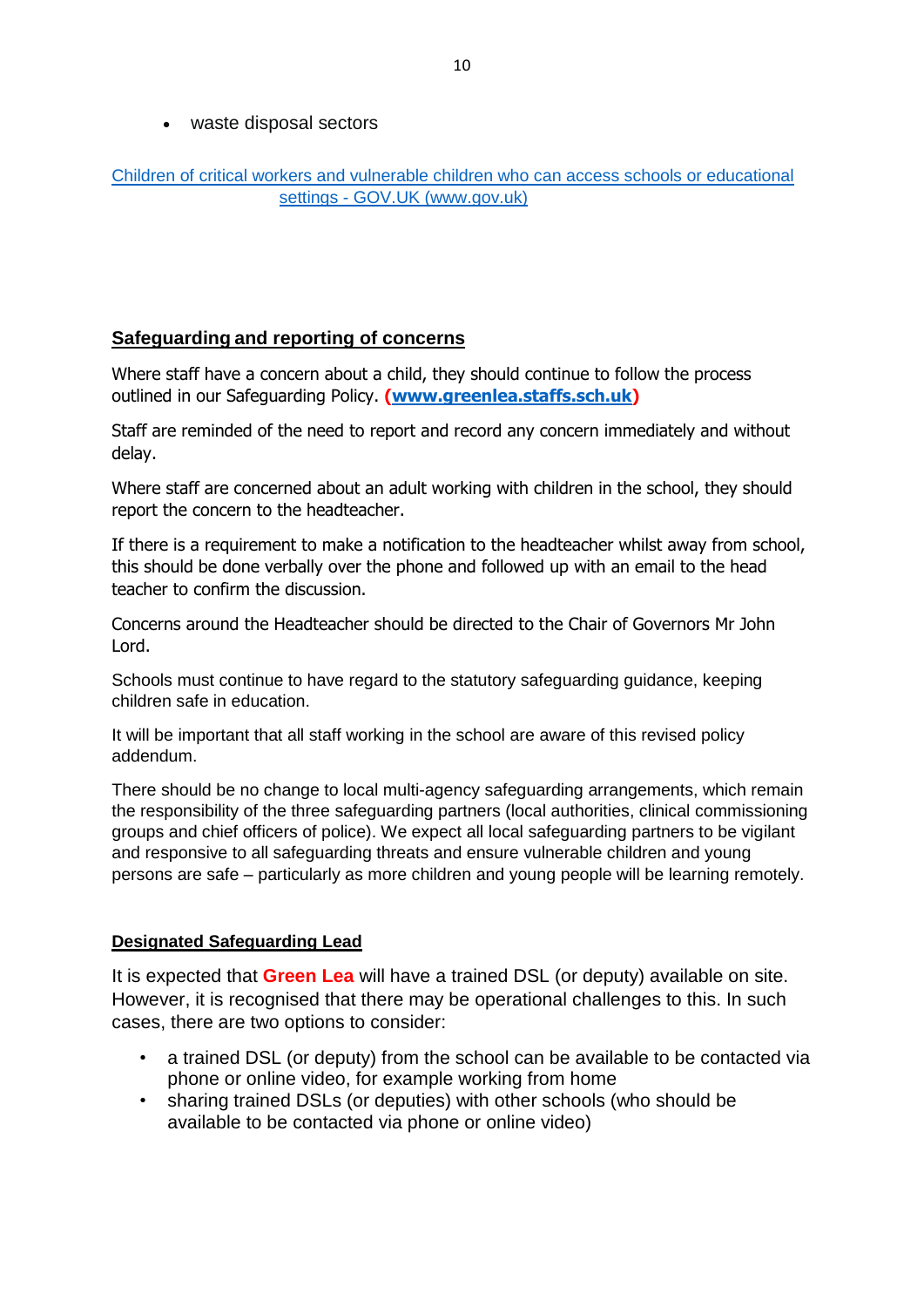- waste disposal sectors

Children of critical workers and vulnerable children who can access schools or educational settings - GOV.UK (www.gov.uk)

## Safeguarding and reporting of concerns

Where staff have a concern about a child, they should continue to follow the process outlined in our Safeguarding Policy. **(www.greenlea.staffs.sch.uk)**

Staff are reminded of the need to report and record any concern immediately and without delay.

Where staff are concerned about an adult working with children in the school, they should report the concern to the headteacher.

If there is a requirement to make a notification to the headteacher whilst away from school, this should be done verbally over the phone and followed up with an email to the head teacher to confirm the discussion.

Concerns around the Headteacher should be directed to the Chair of Governors Mr John Lord.

Schools must continue to have regard to the statutory safeguarding guidance, keeping children safe in education.

It will be important that all staff working in the school are aware of this revised policy addendum.

There should be no change to local multi-agency safeguarding arrangements, which remain the responsibility of the three safeguarding partners (local authorities, clinical commissioning groups and chief officers of police). We expect all local safeguarding partners to be vigilant and responsive to all safeguarding threats and ensure vulnerable children and young persons are safe – particularly as more children and young people will be learning remotely.

### Designated Safeguarding Lead

It is expected that **Green Lea** will have a trained DSL (or deputy) available on site. However, it is recognised that there may be operational challenges to this. In such cases, there are two options to consider:

- a trained DSL (or deputy) from the school can be available to be contacted via phone or online video, for example working from home
- sharing trained DSLs (or deputies) with other schools (who should be available to be contacted via phone or online video)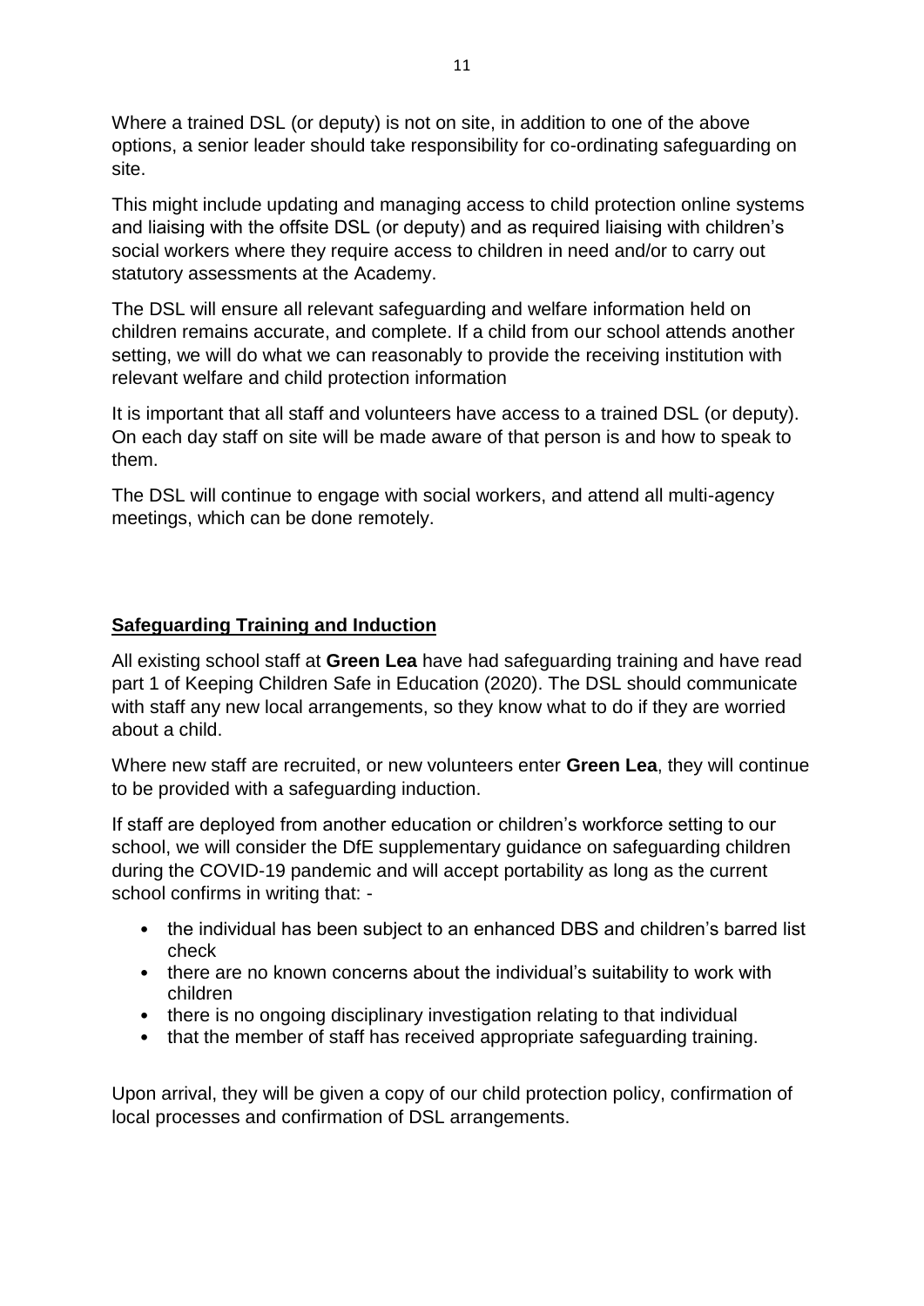Where a trained DSL (or deputy) is not on site, in addition to one of the above options, a senior leader should take responsibility for co-ordinating safeguarding on site.

This might include updating and managing access to child protection online systems and liaising with the offsite DSL (or deputy) and as required liaising with children's social workers where they require access to children in need and/or to carry out statutory assessments at the Academy.

The DSL will ensure all relevant safeguarding and welfare information held on children remains accurate, and complete. If a child from our school attends another setting, we will do what we can reasonably to provide the receiving institution with relevant welfare and child protection information

It is important that all staff and volunteers have access to a trained DSL (or deputy). On each day staff on site will be made aware of that person is and how to speak to them.

The DSL will continue to engage with social workers, and attend all multi-agency meetings, which can be done remotely.

## Safeguarding Training and Induction

All existing school staff at **Green Lea** have had safeguarding training and have read part 1 of Keeping Children Safe in Education (2020). The DSL should communicate with staff any new local arrangements, so they know what to do if they are worried about a child.

Where new staff are recruited, or new volunteers enter **Green Lea**, they will continue to be provided with a safeguarding induction.

If staff are deployed from another education or children's workforce setting to our school, we will consider the DfE supplementary guidance on safeguarding children during the COVID-19 pandemic and will accept portability as long as the current school confirms in writing that: -

- the individual has been subject to an enhanced DBS and children's barred list check
- there are no known concerns about the individual's suitability to work with children
- there is no ongoing disciplinary investigation relating to that individual
- that the member of staff has received appropriate safeguarding training.

Upon arrival, they will be given a copy of our child protection policy, confirmation of local processes and confirmation of DSL arrangements.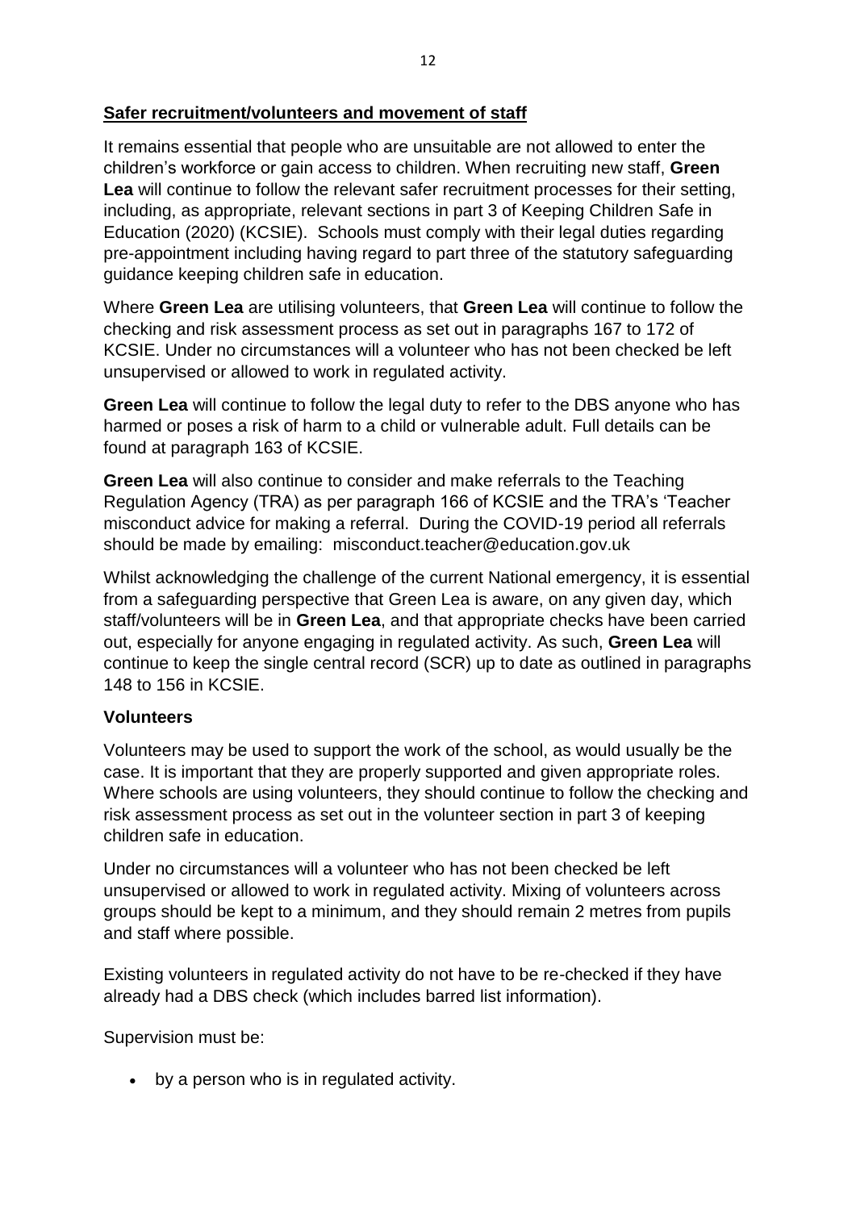## Safer recruitment/volunteers and movement of staff

It remains essential that people who are unsuitable are not allowed to enter the children's workforce or gain access to children. When recruiting new staff, **Green Lea** will continue to follow the relevant safer recruitment processes for their setting, including, as appropriate, relevant sections in part 3 of Keeping Children Safe in Education (2020) (KCSIE). Schools must comply with their legal duties regarding pre-appointment including having regard to part three of the statutory safeguarding guidance keeping children safe in education.

Where **Green Lea** are utilising volunteers, that **Green Lea** will continue to follow the checking and risk assessment process as set out in paragraphs 167 to 172 of KCSIE. Under no circumstances will a volunteer who has not been checked be left unsupervised or allowed to work in regulated activity.

**Green Lea** will continue to follow the legal duty to refer to the DBS anyone who has harmed or poses a risk of harm to a child or vulnerable adult. Full details can be found at paragraph 163 of KCSIE.

**Green Lea** will also continue to consider and make referrals to the Teaching Regulation Agency (TRA) as per paragraph 166 of KCSIE and the TRA's 'Teacher misconduct advice for making a referral. During the COVID-19 period all referrals should be made by emailing: misconduct.teacher@education.gov.uk

Whilst acknowledging the challenge of the current National emergency, it is essential from a safeguarding perspective that Green Lea is aware, on any given day, which staff/volunteers will be in **Green Lea**, and that appropriate checks have been carried out, especially for anyone engaging in regulated activity. As such, **Green Lea** will continue to keep the single central record (SCR) up to date as outlined in paragraphs 148 to 156 in KCSIE.

### Volunteers

Volunteers may be used to support the work of the school, as would usually be the case. It is important that they are properly supported and given appropriate roles. Where schools are using volunteers, they should continue to follow the checking and risk assessment process as set out in the volunteer section in part 3 of keeping children safe in education.

Under no circumstances will a volunteer who has not been checked be left unsupervised or allowed to work in regulated activity. Mixing of volunteers across groups should be kept to a minimum, and they should remain 2 metres from pupils and staff where possible.

Existing volunteers in regulated activity do not have to be re-checked if they have already had a DBS check (which includes barred list information).

Supervision must be:

- by a person who is in regulated activity.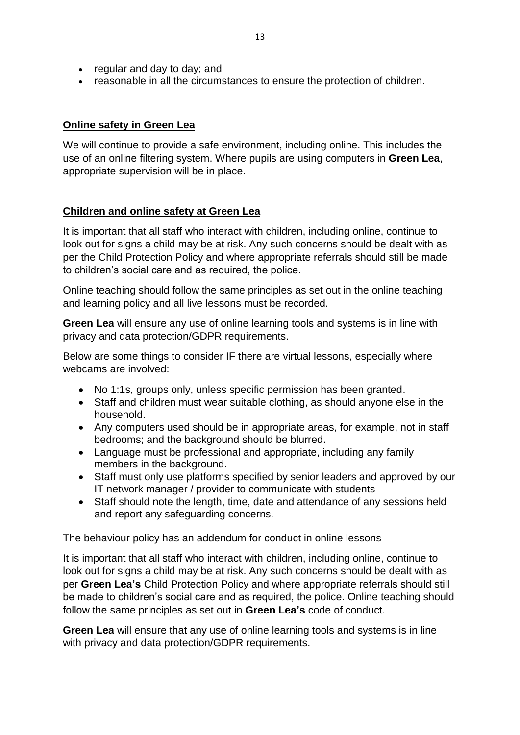- regular and day to day; and
- reasonable in all the circumstances to ensure the protection of children.

## Online safety in Green Lea

We will continue to provide a safe environment, including online. This includes the use of an online filtering system. Where pupils are using computers in **Green Lea**, appropriate supervision will be in place.

## Children and online safety at Green Lea

It is important that all staff who interact with children, including online, continue to look out for signs a child may be at risk. Any such concerns should be dealt with as per the Child Protection Policy and where appropriate referrals should still be made to children's social care and as required, the police.

Online teaching should follow the same principles as set out in the online teaching and learning policy and all live lessons must be recorded.

**Green Lea** will ensure any use of online learning tools and systems is in line with privacy and data protection/GDPR requirements.

Below are some things to consider IF there are virtual lessons, especially where webcams are involved:

- No 1:1s, groups only, unless specific permission has been granted.
- Staff and children must wear suitable clothing, as should anyone else in the household.
- Any computers used should be in appropriate areas, for example, not in staff bedrooms; and the background should be blurred.
- Language must be professional and appropriate, including any family members in the background.
- Staff must only use platforms specified by senior leaders and approved by our IT network manager / provider to communicate with students
- Staff should note the length, time, date and attendance of any sessions held and report any safeguarding concerns.

The behaviour policy has an addendum for conduct in online lessons

It is important that all staff who interact with children, including online, continue to look out for signs a child may be at risk. Any such concerns should be dealt with as per **Green Lea's** Child Protection Policy and where appropriate referrals should still be made to children's social care and as required, the police. Online teaching should follow the same principles as set out in **Green Lea's** code of conduct.

**Green Lea** will ensure that any use of online learning tools and systems is in line with privacy and data protection/GDPR requirements.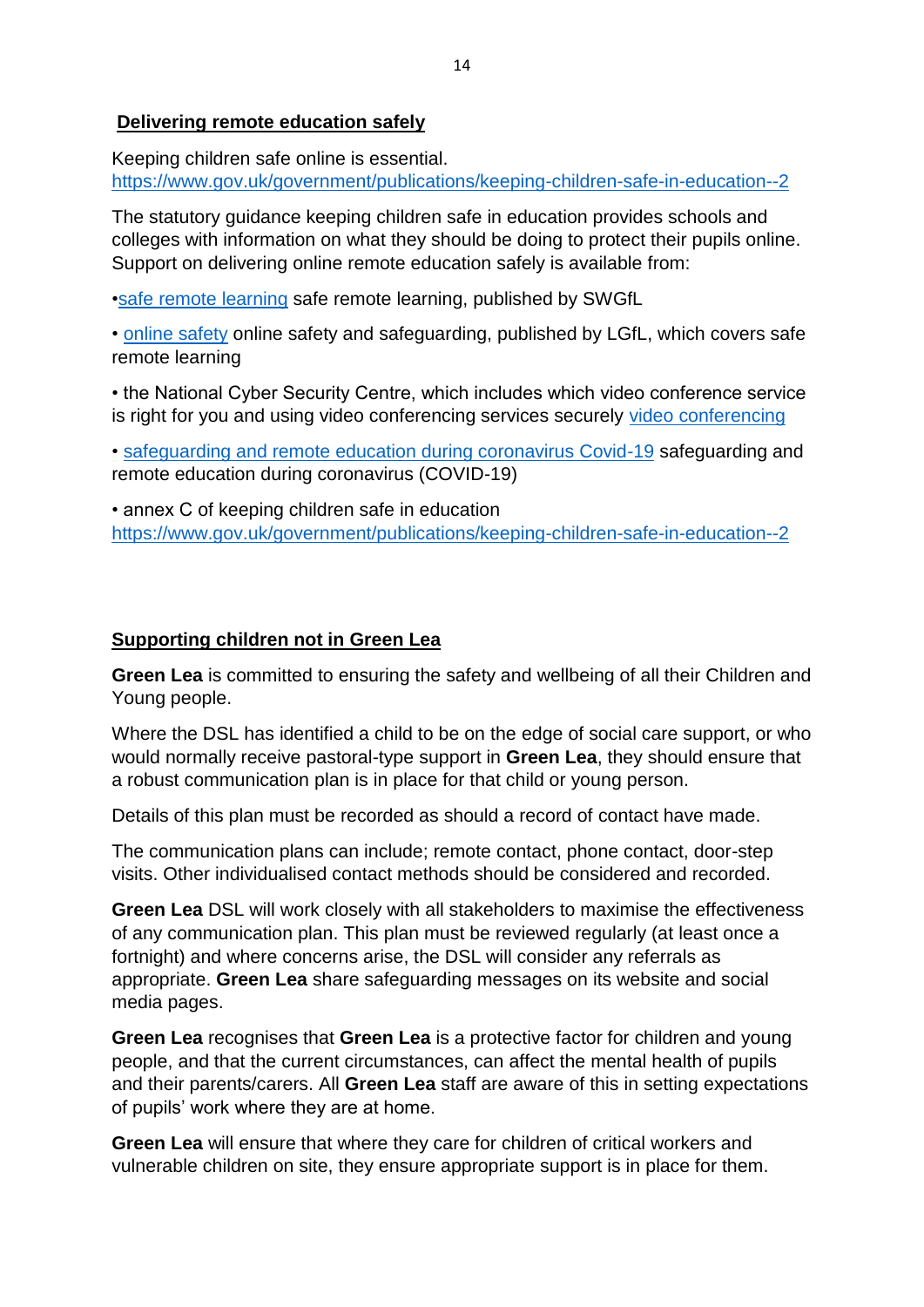## Delivering remote education safely

Keeping children safe online is essential. https://www.gov.uk/government/publications/keeping-children-safe-in-education--2

The statutory guidance keeping children safe in education provides schools and colleges with information on what they should be doing to protect their pupils online. Support on delivering online remote education safely is available from:

- safe remote learning safe remote learning, published by SWGfL
- online safety online safety and safeguarding, published by LGfL, which covers safe remote learning
- the National Cyber Security Centre, which includes which video conference service is right for you and using video conferencing services securely video conferencing
- safeguarding and remote education during coronavirus Covid-19 safeguarding and remote education during coronavirus (COVID-19)
- annex C of keeping children safe in education https://www.gov.uk/government/publications/keeping-children-safe-in-education--2

## Supporting children not in Green Lea

**Green Lea** is committed to ensuring the safety and wellbeing of all their Children and Young people.

Where the DSL has identified a child to be on the edge of social care support, or who would normally receive pastoral-type support in **Green Lea**, they should ensure that a robust communication plan is in place for that child or young person.

Details of this plan must be recorded as should a record of contact have made.

The communication plans can include; remote contact, phone contact, door-step visits. Other individualised contact methods should be considered and recorded.

**Green Lea** DSL will work closely with all stakeholders to maximise the effectiveness of any communication plan. This plan must be reviewed regularly (at least once a fortnight) and where concerns arise, the DSL will consider any referrals as appropriate. **Green Lea** share safeguarding messages on its website and social media pages.

**Green Lea** recognises that **Green Lea** is a protective factor for children and young people, and that the current circumstances, can affect the mental health of pupils and their parents/carers. All **Green Lea** staff are aware of this in setting expectations of pupils' work where they are at home.

**Green Lea** will ensure that where they care for children of critical workers and vulnerable children on site, they ensure appropriate support is in place for them.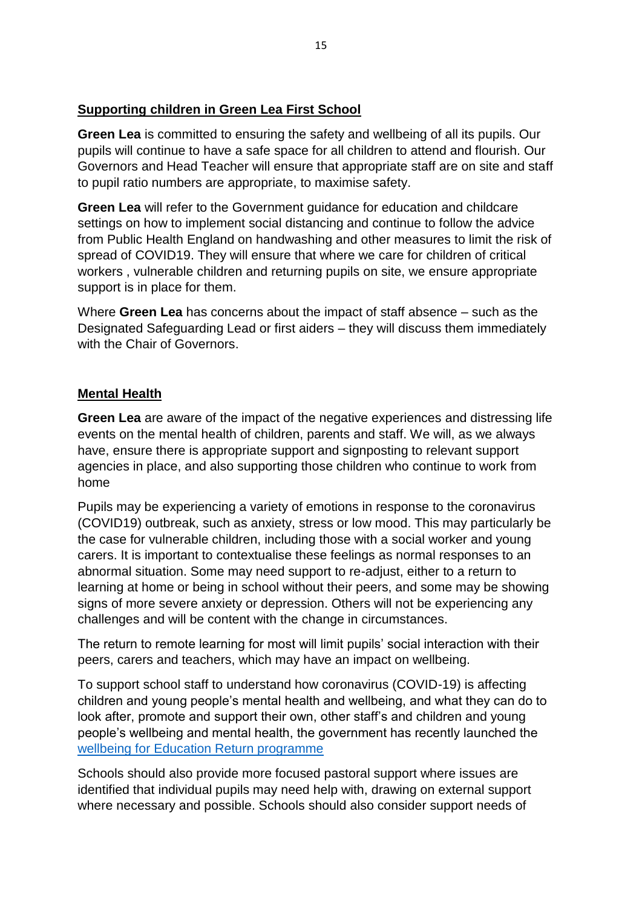## Supporting children in Green Lea First School

**Green Lea** is committed to ensuring the safety and wellbeing of all its pupils. Our pupils will continue to have a safe space for all children to attend and flourish. Our Governors and Head Teacher will ensure that appropriate staff are on site and staff to pupil ratio numbers are appropriate, to maximise safety.

**Green Lea** will refer to the Government guidance for education and childcare settings on how to implement social distancing and continue to follow the advice from Public Health England on handwashing and other measures to limit the risk of spread of COVID19. They will ensure that where we care for children of critical workers , vulnerable children and returning pupils on site, we ensure appropriate support is in place for them.

Where **Green Lea** has concerns about the impact of staff absence – such as the Designated Safeguarding Lead or first aiders – they will discuss them immediately with the Chair of Governors.

## Mental Health

**Green Lea** are aware of the impact of the negative experiences and distressing life events on the mental health of children, parents and staff. We will, as we always have, ensure there is appropriate support and signposting to relevant support agencies in place, and also supporting those children who continue to work from home

Pupils may be experiencing a variety of emotions in response to the coronavirus (COVID19) outbreak, such as anxiety, stress or low mood. This may particularly be the case for vulnerable children, including those with a social worker and young carers. It is important to contextualise these feelings as normal responses to an abnormal situation. Some may need support to re-adjust, either to a return to learning at home or being in school without their peers, and some may be showing signs of more severe anxiety or depression. Others will not be experiencing any challenges and will be content with the change in circumstances.

The return to remote learning for most will limit pupils' social interaction with their peers, carers and teachers, which may have an impact on wellbeing.

To support school staff to understand how coronavirus (COVID-19) is affecting children and young people's mental health and wellbeing, and what they can do to look after, promote and support their own, other staff's and children and young people's wellbeing and mental health, the government has recently launched the wellbeing for Education Return programme

Schools should also provide more focused pastoral support where issues are identified that individual pupils may need help with, drawing on external support where necessary and possible. Schools should also consider support needs of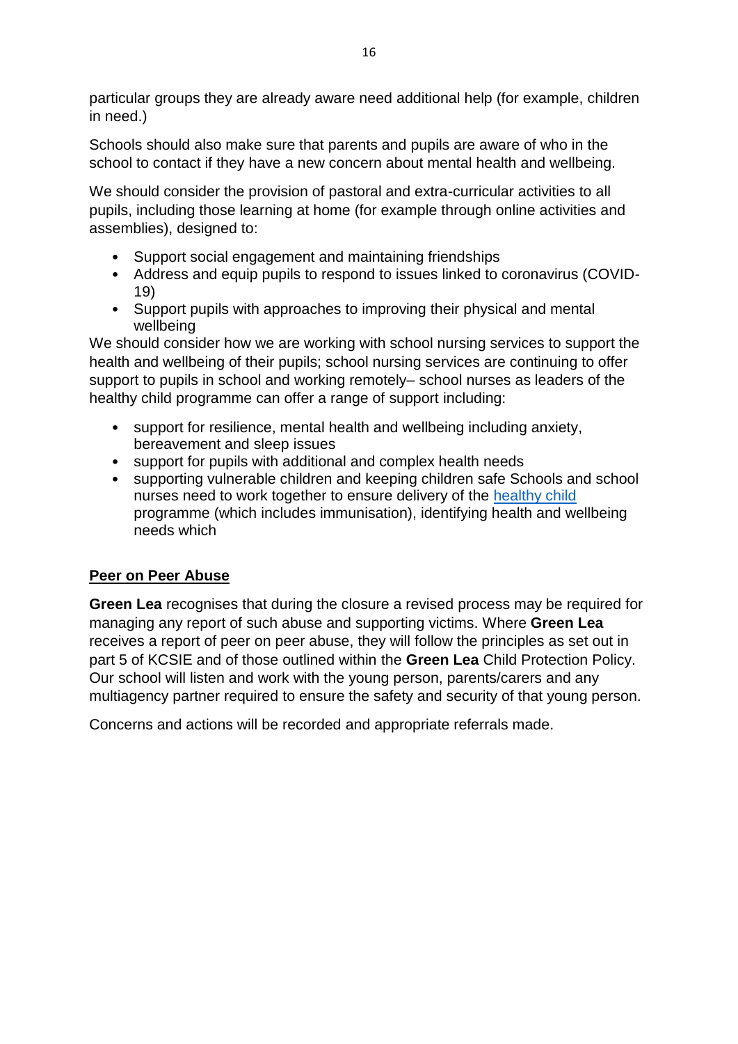particular groups they are already aware need additional help (for example, children in need.)

Schools should also make sure that parents and pupils are aware of who in the school to contact if they have a new concern about mental health and wellbeing.

We should consider the provision of pastoral and extra-curricular activities to all pupils, including those learning at home (for example through online activities and assemblies), designed to:

- Support social engagement and maintaining friendships
- Address and equip pupils to respond to issues linked to coronavirus (COVID-19)
- Support pupils with approaches to improving their physical and mental wellbeing

We should consider how we are working with school nursing services to support the health and wellbeing of their pupils; school nursing services are continuing to offer support to pupils in school and working remotely– school nurses as leaders of the healthy child programme can offer a range of support including:

- support for resilience, mental health and wellbeing including anxiety, bereavement and sleep issues
- support for pupils with additional and complex health needs
- supporting vulnerable children and keeping children safe Schools and school nurses need to work together to ensure delivery of the [healthy child](healthy child) programme (which includes immunisation), identifying health and wellbeing needs which

## Peer on Peer Abuse

**Green Lea** recognises that during the closure a revised process may be required for managing any report of such abuse and supporting victims. Where **Green Lea** receives a report of peer on peer abuse, they will follow the principles as set out in part 5 of KCSIE and of those outlined within the **Green Lea** Child Protection Policy. Our school will listen and work with the young person, parents/carers and any multiagency partner required to ensure the safety and security of that young person.

Concerns and actions will be recorded and appropriate referrals made.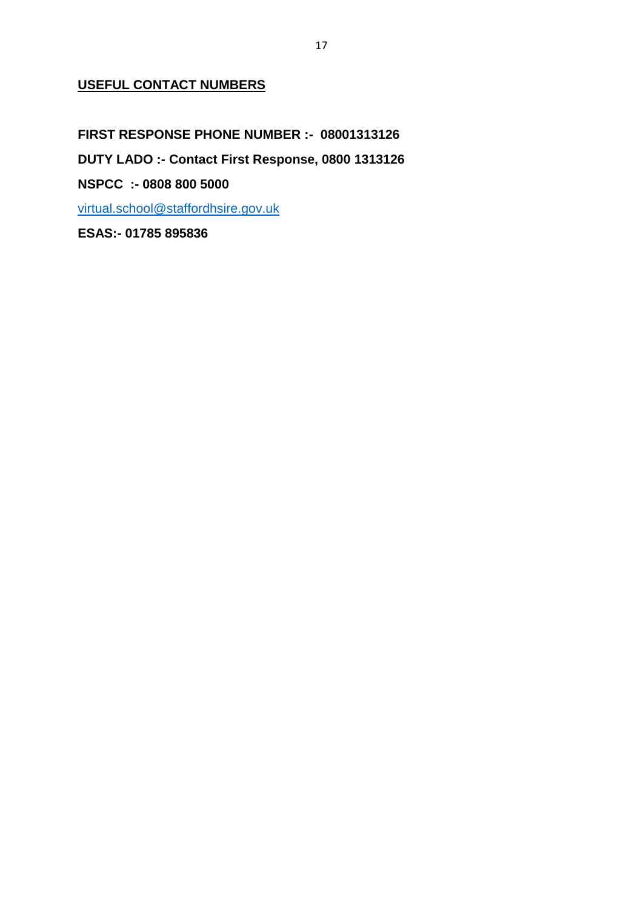## USEFUL CONTACT NUMBERS

**FIRST RESPONSE PHONE NUMBER :- 08001313126**

**DUTY LADO :- Contact First Response, 0800 1313126**

**NSPCC :- 0808 800 5000**

virtual.school@staffordhsire.gov.uk

**ESAS:- 01785 895836**